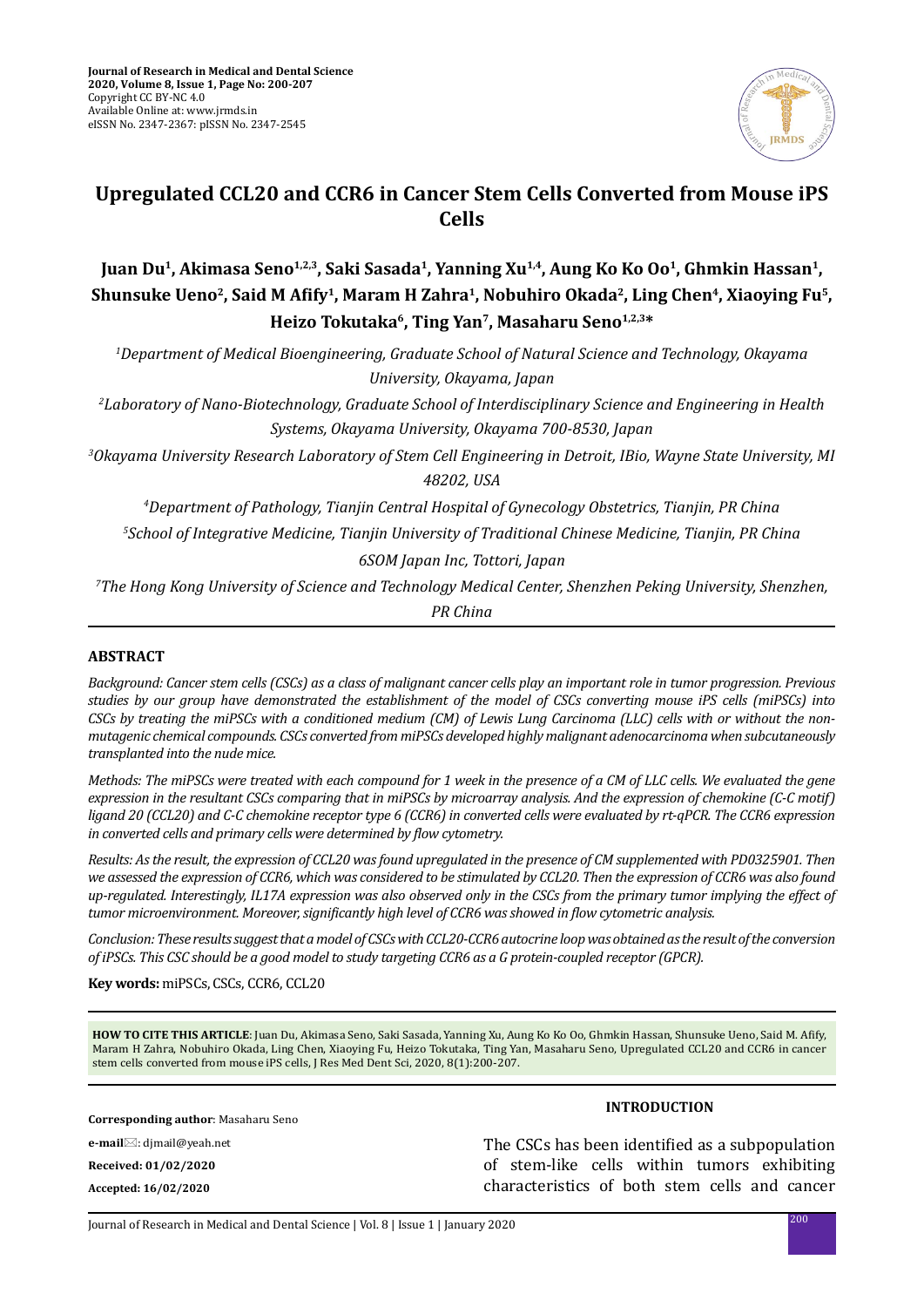# Upregulated CCL20 and CCR6 in Cancer Stem Cells Converted from Mouse iPS Cells

**Juan Du[1], Akimasa Seno[1,2,3], Saki Sasada[1], Yanning Xu[1,4], Aung Ko Ko Oo[1], Ghmkin Hassan[1], Shunsuke Ueno[2], Said M Afify[1], Maram H Zahra[1], Nobuhiro Okada[2], Ling Chen[4], Xiaoying Fu[5], Heizo Tokutaka[6], Ting Yan[7], Masaharu Seno[1,2,3]***

[1]*Department of Medical Bioengineering, Graduate School of Natural Science and Technology, Okayama University, Okayama, Japan*

[2]*Laboratory of Nano-Biotechnology, Graduate School of Interdisciplinary Science and Engineering in Health Systems, Okayama University, Okayama 700-8530, Japan*

[3]*Okayama University Research Laboratory of Stem Cell Engineering in Detroit, IBio, Wayne State University, MI 48202, USA*

[4]*Department of Pathology, Tianjin Central Hospital of Gynecology Obstetrics, Tianjin, PR China*

[5]*School of Integrative Medicine, Tianjin University of Traditional Chinese Medicine, Tianjin, PR China*

[6]*SOM Japan Inc, Tottori, Japan*

[7]*The Hong Kong University of Science and Technology Medical Center, Shenzhen Peking University, Shenzhen, PR China*

## ABSTRACT

*Background: Cancer stem cells (CSCs) as a class of malignant cancer cells play an important role in tumor progression. Previous studies by our group have demonstrated the establishment of the model of CSCs converting mouse iPS cells (miPSCs) into CSCs by treating the miPSCs with a conditioned medium (CM) of Lewis Lung Carcinoma (LLC) cells with or without the non-mutagenic chemical compounds. CSCs converted from miPSCs developed highly malignant adenocarcinoma when subcutaneously transplanted into the nude mice.*

*Methods: The miPSCs were treated with each compound for 1 week in the presence of a CM of LLC cells. We evaluated the gene expression in the resultant CSCs comparing that in miPSCs by microarray analysis. And the expression of chemokine (C-C motif) ligand 20 (CCL20) and C-C chemokine receptor type 6 (CCR6) in converted cells were evaluated by rt-qPCR. The CCR6 expression in converted cells and primary cells were determined by flow cytometry.*

*Results: As the result, the expression of CCL20 was found upregulated in the presence of CM supplemented with PD0325901. Then we assessed the expression of CCR6, which was considered to be stimulated by CCL20. Then the expression of CCR6 was also found up-regulated. Interestingly, IL17A expression was also observed only in the CSCs from the primary tumor implying the effect of tumor microenvironment. Moreover, significantly high level of CCR6 was showed in flow cytometric analysis.*

*Conclusion: These results suggest that a model of CSCs with CCL20-CCR6 autocrine loop was obtained as the result of the conversion of iPSCs. This CSC should be a good model to study targeting CCR6 as a G protein-coupled receptor (GPCR).*

**Key words:** miPSCs, CSCs, CCR6, CCL20

**HOW TO CITE THIS ARTICLE**: Juan Du, Akimasa Seno, Saki Sasada, Yanning Xu, Aung Ko Ko Oo, Ghmkin Hassan, Shunsuke Ueno, Said M. Afify, Maram H Zahra, Nobuhiro Okada, Ling Chen, Xiaoying Fu, Heizo Tokutaka, Ting Yan, Masaharu Seno, Upregulated CCL20 and CCR6 in cancer stem cells converted from mouse iPS cells, J Res Med Dent Sci, 2020, 8(1):200-207.

**Corresponding author**: Masaharu Seno

**e-mail**: djmail@yeah.net

**Received: 01/02/2020**

**Accepted: 16/02/2020**

## INTRODUCTION

The CSCs has been identified as a subpopulation of stem-like cells within tumors exhibiting characteristics of both stem cells and cancer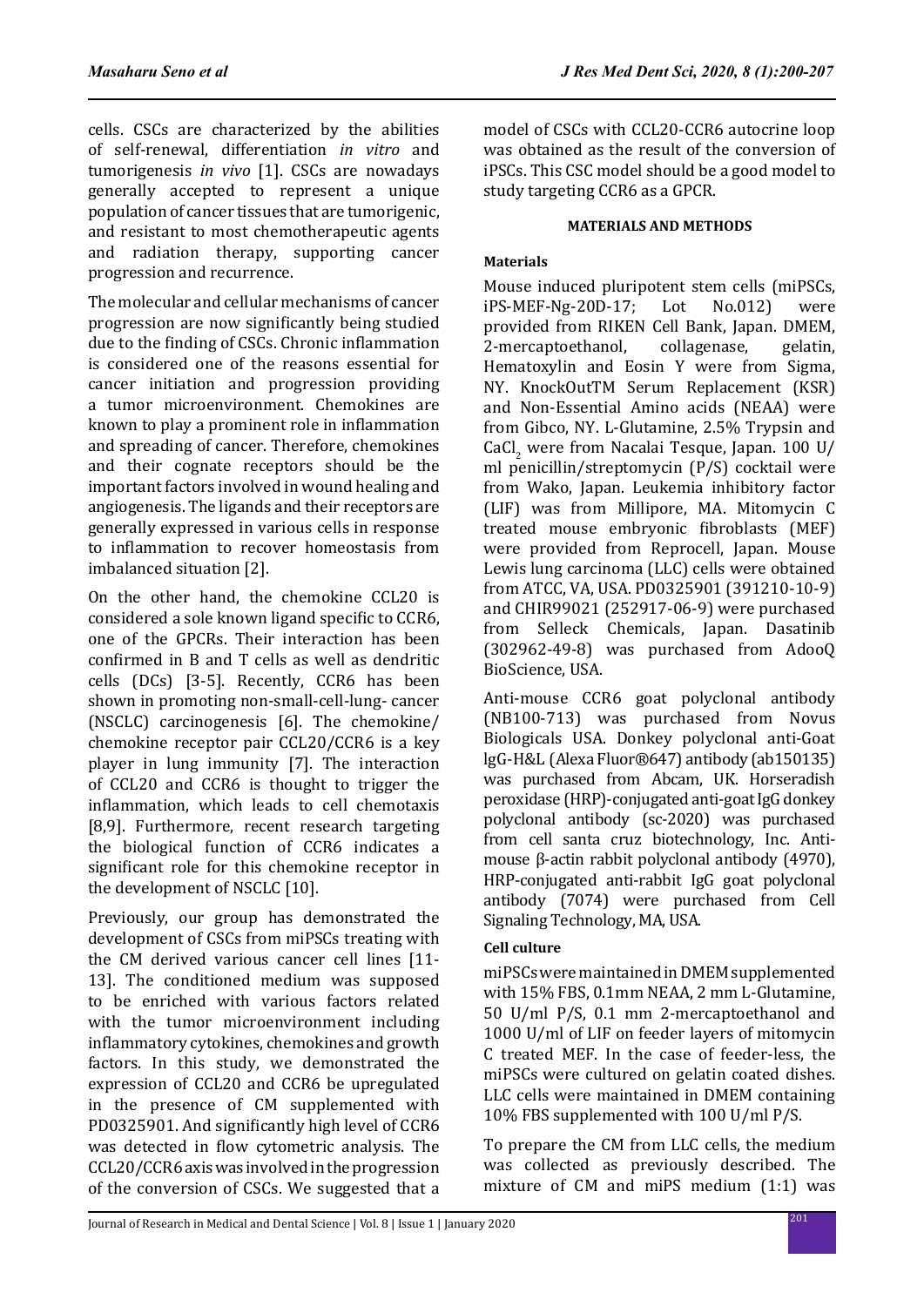cells. CSCs are characterized by the abilities of self-renewal, differentiation *in vitro* and tumorigenesis *in vivo* [1]. CSCs are nowadays generally accepted to represent a unique population of cancer tissues that are tumorigenic, and resistant to most chemotherapeutic agents and radiation therapy, supporting cancer progression and recurrence.

The molecular and cellular mechanisms of cancer progression are now significantly being studied due to the finding of CSCs. Chronic inflammation is considered one of the reasons essential for cancer initiation and progression providing a tumor microenvironment. Chemokines are known to play a prominent role in inflammation and spreading of cancer. Therefore, chemokines and their cognate receptors should be the important factors involved in wound healing and angiogenesis. The ligands and their receptors are generally expressed in various cells in response to inflammation to recover homeostasis from imbalanced situation [2].

On the other hand, the chemokine CCL20 is considered a sole known ligand specific to CCR6, one of the GPCRs. Their interaction has been confirmed in B and T cells as well as dendritic cells (DCs) [3-5]. Recently, CCR6 has been shown in promoting non-small-cell-lung- cancer (NSCLC) carcinogenesis [6]. The chemokine/chemokine receptor pair CCL20/CCR6 is a key player in lung immunity [7]. The interaction of CCL20 and CCR6 is thought to trigger the inflammation, which leads to cell chemotaxis [8,9]. Furthermore, recent research targeting the biological function of CCR6 indicates a significant role for this chemokine receptor in the development of NSCLC [10].

Previously, our group has demonstrated the development of CSCs from miPSCs treating with the CM derived various cancer cell lines [11-13]. The conditioned medium was supposed to be enriched with various factors related with the tumor microenvironment including inflammatory cytokines, chemokines and growth factors. In this study, we demonstrated the expression of CCL20 and CCR6 be upregulated in the presence of CM supplemented with PD0325901. And significantly high level of CCR6 was detected in flow cytometric analysis. The CCL20/CCR6 axis was involved in the progression of the conversion of CSCs. We suggested that a model of CSCs with CCL20-CCR6 autocrine loop was obtained as the result of the conversion of iPSCs. This CSC model should be a good model to study targeting CCR6 as a GPCR.

## MATERIALS AND METHODS

### Materials

Mouse induced pluripotent stem cells (miPSCs, iPS-MEF-Ng-20D-17; Lot No.012) were provided from RIKEN Cell Bank, Japan. DMEM, 2-mercaptoethanol, collagenase, gelatin, Hematoxylin and Eosin Y were from Sigma, NY. KnockOutTM Serum Replacement (KSR) and Non-Essential Amino acids (NEAA) were from Gibco, NY. L-Glutamine, 2.5% Trypsin and $CaCl_2$ were from Nacalai Tesque, Japan. 100 U/ml penicillin/streptomycin (P/S) cocktail were from Wako, Japan. Leukemia inhibitory factor (LIF) was from Millipore, MA. Mitomycin C treated mouse embryonic fibroblasts (MEF) were provided from Reprocell, Japan. Mouse Lewis lung carcinoma (LLC) cells were obtained from ATCC, VA, USA. PD0325901 (391210-10-9) and CHIR99021 (252917-06-9) were purchased from Selleck Chemicals, Japan. Dasatinib (302962-49-8) was purchased from AdooQ BioScience, USA.

Anti-mouse CCR6 goat polyclonal antibody (NB100-713) was purchased from Novus Biologicals USA. Donkey polyclonal anti-Goat lgG-H&L (Alexa Fluor®647) antibody (ab150135) was purchased from Abcam, UK. Horseradish peroxidase (HRP)-conjugated anti-goat IgG donkey polyclonal antibody (sc-2020) was purchased from cell santa cruz biotechnology, Inc. Anti-mouse β-actin rabbit polyclonal antibody (4970), HRP-conjugated anti-rabbit IgG goat polyclonal antibody (7074) were purchased from Cell Signaling Technology, MA, USA.

### Cell culture

miPSCs were maintained in DMEM supplemented with 15% FBS, 0.1mm NEAA, 2 mm L-Glutamine, 50 U/ml P/S, 0.1 mm 2-mercaptoethanol and 1000 U/ml of LIF on feeder layers of mitomycin C treated MEF. In the case of feeder-less, the miPSCs were cultured on gelatin coated dishes. LLC cells were maintained in DMEM containing 10% FBS supplemented with 100 U/ml P/S.

To prepare the CM from LLC cells, the medium was collected as previously described. The mixture of CM and miPS medium (1:1) was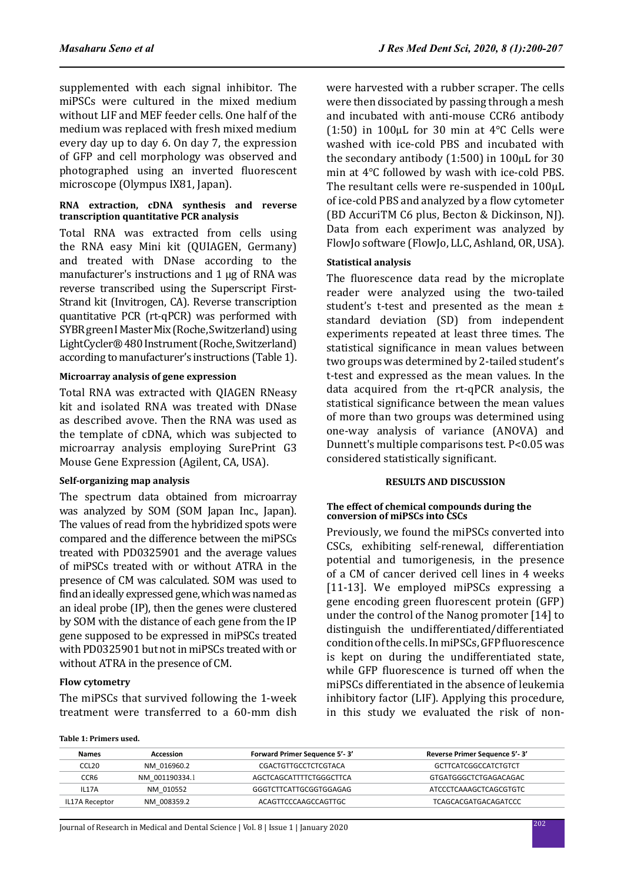supplemented with each signal inhibitor. The miPSCs were cultured in the mixed medium without LIF and MEF feeder cells. One half of the medium was replaced with fresh mixed medium every day up to day 6. On day 7, the expression of GFP and cell morphology was observed and photographed using an inverted fluorescent microscope (Olympus IX81, Japan).

#### RNA extraction, cDNA synthesis and reverse transcription quantitative PCR analysis

Total RNA was extracted from cells using the RNA easy Mini kit (QUIAGEN, Germany) and treated with DNase according to the manufacturer's instructions and 1 µg of RNA was reverse transcribed using the Superscript First-Strand kit (Invitrogen, CA). Reverse transcription quantitative PCR (rt-qPCR) was performed with SYBR green I Master Mix (Roche, Switzerland) using LightCycler® 480 Instrument (Roche, Switzerland) according to manufacturer's instructions (Table 1).

#### Microarray analysis of gene expression

Total RNA was extracted with QIAGEN RNeasy kit and isolated RNA was treated with DNase as described avove. Then the RNA was used as the template of cDNA, which was subjected to microarray analysis employing SurePrint G3 Mouse Gene Expression (Agilent, CA, USA).

#### Self-organizing map analysis

The spectrum data obtained from microarray was analyzed by SOM (SOM Japan Inc., Japan). The values of read from the hybridized spots were compared and the difference between the miPSCs treated with PD0325901 and the average values of miPSCs treated with or without ATRA in the presence of CM was calculated. SOM was used to find an ideally expressed gene, which was named as an ideal probe (IP), then the genes were clustered by SOM with the distance of each gene from the IP gene supposed to be expressed in miPSCs treated with PD0325901 but not in miPSCs treated with or without ATRA in the presence of CM.

#### Flow cytometry

The miPSCs that survived following the 1-week treatment were transferred to a 60-mm dish were harvested with a rubber scraper. The cells were then dissociated by passing through a mesh and incubated with anti-mouse CCR6 antibody (1:50) in 100µL for 30 min at 4°C Cells were washed with ice-cold PBS and incubated with the secondary antibody (1:500) in 100µL for 30 min at 4°C followed by wash with ice-cold PBS. The resultant cells were re-suspended in 100µL of ice-cold PBS and analyzed by a flow cytometer (BD AccuriTM C6 plus, Becton & Dickinson, NJ). Data from each experiment was analyzed by FlowJo software (FlowJo, LLC, Ashland, OR, USA).

#### Statistical analysis

The fluorescence data read by the microplate reader were analyzed using the two-tailed student's t-test and presented as the mean ± standard deviation (SD) from independent experiments repeated at least three times. The statistical significance in mean values between two groups was determined by 2-tailed student's t-test and expressed as the mean values. In the data acquired from the rt-qPCR analysis, the statistical significance between the mean values of more than two groups was determined using one-way analysis of variance (ANOVA) and Dunnett's multiple comparisons test. $P<0.05$ was considered statistically significant.

## RESULTS AND DISCUSSION

#### The effect of chemical compounds during the conversion of miPSCs into CSCs

Previously, we found the miPSCs converted into CSCs, exhibiting self-renewal, differentiation potential and tumorigenesis, in the presence of a CM of cancer derived cell lines in 4 weeks [11-13]. We employed miPSCs expressing a gene encoding green fluorescent protein (GFP) under the control of the Nanog promoter [14] to distinguish the undifferentiated/differentiated condition of the cells. In miPSCs, GFP fluorescence is kept on during the undifferentiated state, while GFP fluorescence is turned off when the miPSCs differentiated in the absence of leukemia inhibitory factor (LIF). Applying this procedure, in this study we evaluated the risk of non-

**Table 1: Primers used.**

| Names | Accession | Forward Primer Sequence 5'- 3' | Reverse Primer Sequence 5'- 3' |
|---|---|---|---|
| CCL20 | NM_016960.2 | CGACTGTTGCCTCTCGTACA | GCTTCATCGGCCATCTGTCT |
| CCR6 | NM_001190334.1 | AGCTCAGCATTTTCTGGGCTTCA | GTGATGGGCTCTGAGACAGAC |
| IL17A | NM_010552 | GGGTCTTCATTGCGGTGGAGAG | ATCCCTCAAAGCTCAGCGTGTC |
| IL17A Receptor | NM_008359.2 | ACAGTTCCCAAGCCAGTTGC | TCAGCACGATGACAGATCCC |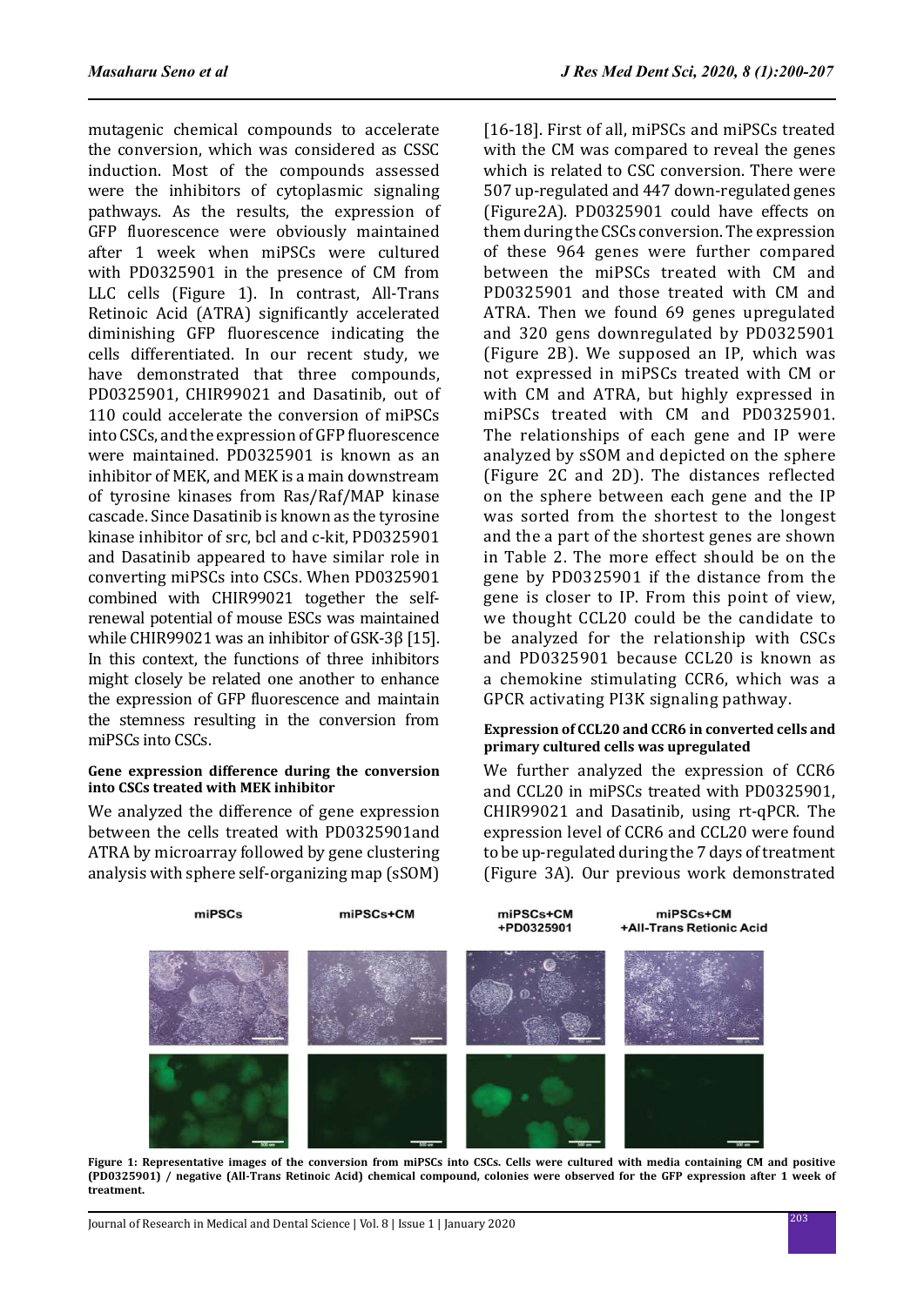mutagenic chemical compounds to accelerate the conversion, which was considered as CSSC induction. Most of the compounds assessed were the inhibitors of cytoplasmic signaling pathways. As the results, the expression of GFP fluorescence were obviously maintained after 1 week when miPSCs were cultured with PD0325901 in the presence of CM from LLC cells (Figure 1). In contrast, All-Trans Retinoic Acid (ATRA) significantly accelerated diminishing GFP fluorescence indicating the cells differentiated. In our recent study, we have demonstrated that three compounds, PD0325901, CHIR99021 and Dasatinib, out of 110 could accelerate the conversion of miPSCs into CSCs, and the expression of GFP fluorescence were maintained. PD0325901 is known as an inhibitor of MEK, and MEK is a main downstream of tyrosine kinases from Ras/Raf/MAP kinase cascade. Since Dasatinib is known as the tyrosine kinase inhibitor of src, bcl and c-kit, PD0325901 and Dasatinib appeared to have similar role in converting miPSCs into CSCs. When PD0325901 combined with CHIR99021 together the self-renewal potential of mouse ESCs was maintained while CHIR99021 was an inhibitor of GSK-3β [15]. In this context, the functions of three inhibitors might closely be related one another to enhance the expression of GFP fluorescence and maintain the stemness resulting in the conversion from miPSCs into CSCs.

#### Gene expression difference during the conversion into CSCs treated with MEK inhibitor

We analyzed the difference of gene expression between the cells treated with PD0325901and ATRA by microarray followed by gene clustering analysis with sphere self-organizing map (sSOM) [16-18]. First of all, miPSCs and miPSCs treated with the CM was compared to reveal the genes which is related to CSC conversion. There were 507 up-regulated and 447 down-regulated genes (Figure2A). PD0325901 could have effects on them during the CSCs conversion. The expression of these 964 genes were further compared between the miPSCs treated with CM and PD0325901 and those treated with CM and ATRA. Then we found 69 genes upregulated and 320 gens downregulated by PD0325901 (Figure 2B). We supposed an IP, which was not expressed in miPSCs treated with CM or with CM and ATRA, but highly expressed in miPSCs treated with CM and PD0325901. The relationships of each gene and IP were analyzed by sSOM and depicted on the sphere (Figure 2C and 2D). The distances reflected on the sphere between each gene and the IP was sorted from the shortest to the longest and the a part of the shortest genes are shown in Table 2. The more effect should be on the gene by PD0325901 if the distance from the gene is closer to IP. From this point of view, we thought CCL20 could be the candidate to be analyzed for the relationship with CSCs and PD0325901 because CCL20 is known as a chemokine stimulating CCR6, which was a GPCR activating PI3K signaling pathway.

#### Expression of CCL20 and CCR6 in converted cells and primary cultured cells was upregulated

We further analyzed the expression of CCR6 and CCL20 in miPSCs treated with PD0325901, CHIR99021 and Dasatinib, using rt-qPCR. The expression level of CCR6 and CCL20 were found to be up-regulated during the 7 days of treatment (Figure 3A). Our previous work demonstrated

**Figure 1: Representative images of the conversion from miPSCs into CSCs. Cells were cultured with media containing CM and positive (PD0325901) / negative (All-Trans Retinoic Acid) chemical compound, colonies were observed for the GFP expression after 1 week of treatment.**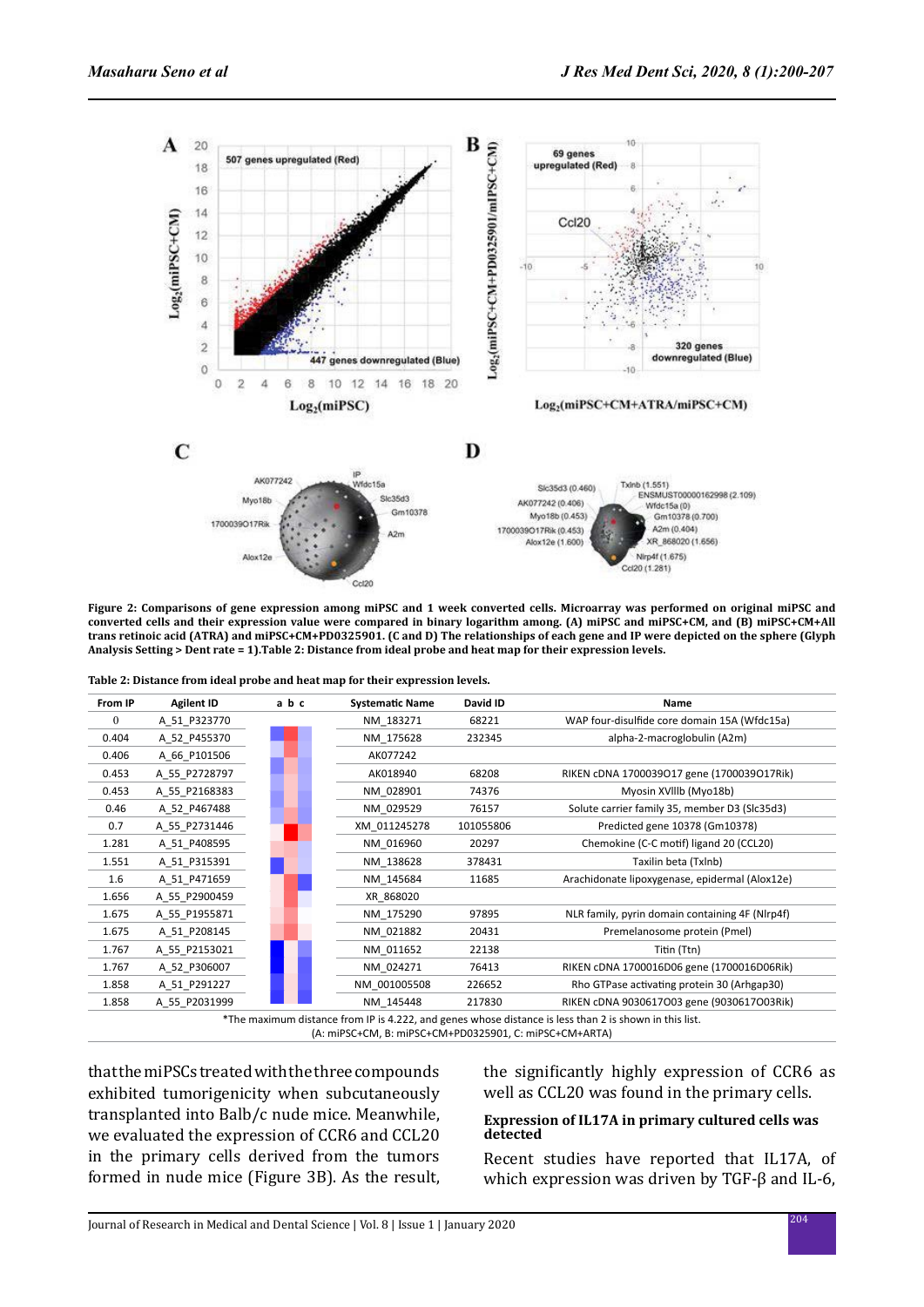Figure 2: Comparisons of gene expression among miPSC and 1 week converted cells. Microarray was performed on original miPSC and converted cells and their expression value were compared in binary logarithm among. (A) miPSC and miPSC+CM, and (B) miPSC+CM+All trans retinoic acid (ATRA) and miPSC+CM+PD0325901. (C and D) The relationships of each gene and IP were depicted on the sphere (Glyph Analysis Setting > Dent rate = 1).Table 2: Distance from ideal probe and heat map for their expression levels.

**Table 2: Distance from ideal probe and heat map for their expression levels.**

| From IP | Agilent ID | a b c | Systematic Name | David ID | Name |
|---|---|---|---|---|---|
| 0 | A_51_P323770 | | NM_183271 | 68221 | WAP four-disulfide core domain 15A (Wfdc15a) |
| 0.404 | A_52_P455370 | | NM_175628 | 232345 | alpha-2-macroglobulin (A2m) |
| 0.406 | A_66_P101506 | | AK077242 | | |
| 0.453 | A_55_P2728797 | | AK018940 | 68208 | RIKEN cDNA 1700039O17 gene (1700039O17Rik) |
| 0.453 | A_55_P2168383 | | NM_028901 | 74376 | Myosin XVIIIb (Myo18b) |
| 0.46 | A_52_P467488 | | NM_029529 | 76157 | Solute carrier family 35, member D3 (Slc35d3) |
| 0.7 | A_55_P2731446 | | XM_011245278 | 101055806 | Predicted gene 10378 (Gm10378) |
| 1.281 | A_51_P408595 | | NM_016960 | 20297 | Chemokine (C-C motif) ligand 20 (CCL20) |
| 1.551 | A_51_P315391 | | NM_138628 | 378431 | Taxilin beta (Txlnb) |
| 1.6 | A_51_P471659 | | NM_145684 | 11685 | Arachidonate lipoxygenase, epidermal (Alox12e) |
| 1.656 | A_55_P2900459 | | XR_868020 | | |
| 1.675 | A_55_P1955871 | | NM_175290 | 97895 | NLR family, pyrin domain containing 4F (Nlrp4f) |
| 1.675 | A_51_P208145 | | NM_021882 | 20431 | Premelanosome protein (Pmel) |
| 1.767 | A_55_P2153021 | | NM_011652 | 22138 | Titin (Ttn) |
| 1.767 | A_52_P306007 | | NM_024271 | 76413 | RIKEN cDNA 1700016D06 gene (1700016D06Rik) |
| 1.858 | A_51_P291227 | | NM_001005508 | 226652 | Rho GTPase activating protein 30 (Arhgap30) |
| 1.858 | A_55_P2031999 | | NM_145448 | 217830 | RIKEN cDNA 9030617O03 gene (9030617O03Rik) |

*The maximum distance from IP is 4.222, and genes whose distance is less than 2 is shown in this list.
(A: miPSC+CM, B: miPSC+CM+PD0325901, C: miPSC+CM+ARTA)

that the miPSCs treated with the three compounds exhibited tumorigenicity when subcutaneously transplanted into Balb/c nude mice. Meanwhile, we evaluated the expression of CCR6 and CCL20 in the primary cells derived from the tumors formed in nude mice (Figure 3B). As the result, the significantly highly expression of CCR6 as well as CCL20 was found in the primary cells.

### Expression of IL17A in primary cultured cells was detected

Recent studies have reported that IL17A, of which expression was driven by TGF-β and IL-6,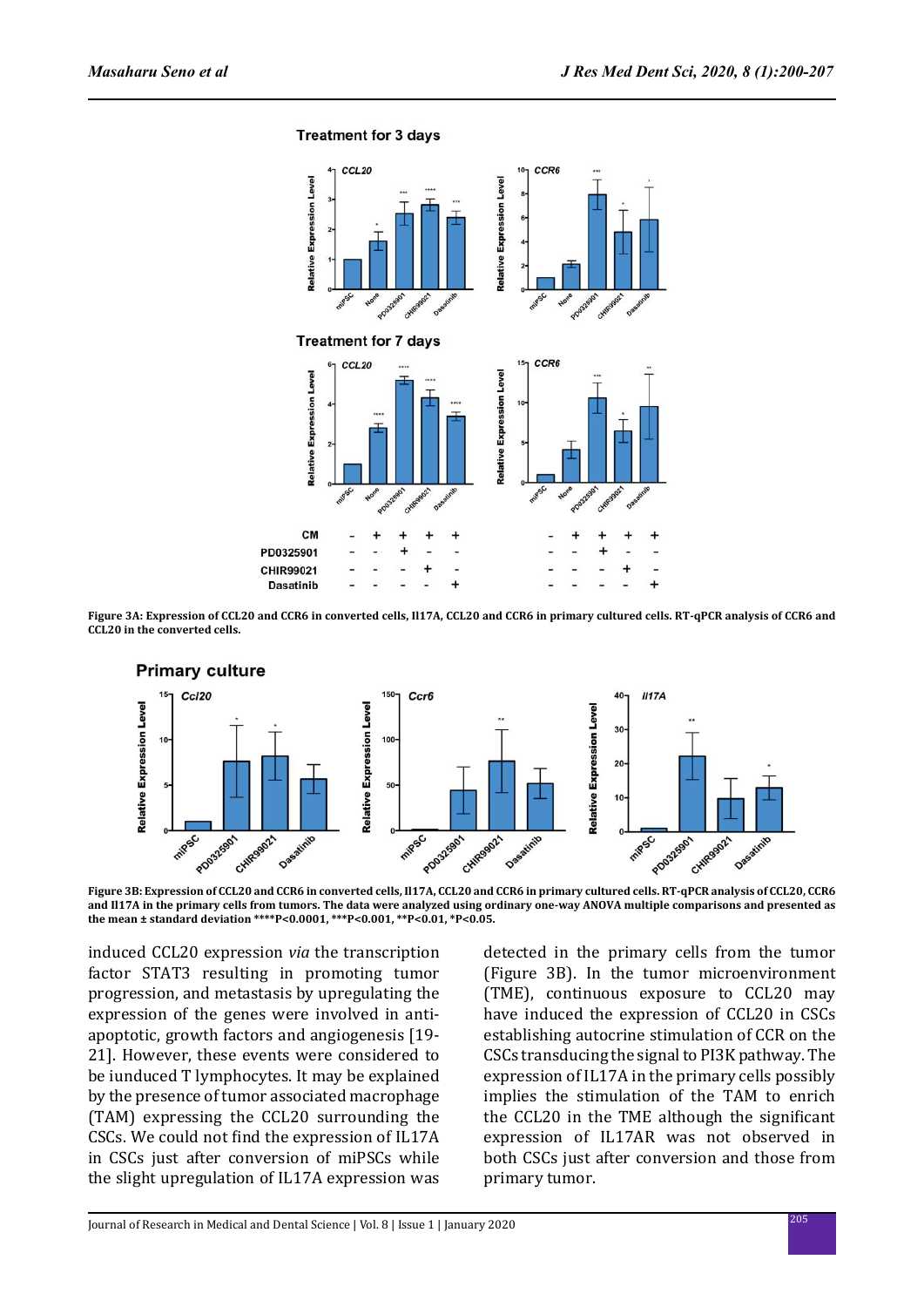**Figure 3A: Expression of CCL20 and CCR6 in converted cells, Il17A, CCL20 and CCR6 in primary cultured cells. RT-qPCR analysis of CCR6 and CCL20 in the converted cells.**

**Figure 3B: Expression of CCL20 and CCR6 in converted cells, Il17A, CCL20 and CCR6 in primary cultured cells. RT-qPCR analysis of CCL20, CCR6 and Il17A in the primary cells from tumors. The data were analyzed using ordinary one-way ANOVA multiple comparisons and presented as the mean ± standard deviation ****P<0.0001, ***P<0.001, **P<0.01, *P<0.05.**

induced CCL20 expression *via* the transcription factor STAT3 resulting in promoting tumor progression, and metastasis by upregulating the expression of the genes were involved in anti-apoptotic, growth factors and angiogenesis [19-21]. However, these events were considered to be iunduced T lymphocytes. It may be explained by the presence of tumor associated macrophage (TAM) expressing the CCL20 surrounding the CSCs. We could not find the expression of IL17A in CSCs just after conversion of miPSCs while the slight upregulation of IL17A expression was detected in the primary cells from the tumor (Figure 3B). In the tumor microenvironment (TME), continuous exposure to CCL20 may have induced the expression of CCL20 in CSCs establishing autocrine stimulation of CCR on the CSCs transducing the signal to PI3K pathway. The expression of IL17A in the primary cells possibly implies the stimulation of the TAM to enrich the CCL20 in the TME although the significant expression of IL17AR was not observed in both CSCs just after conversion and those from primary tumor.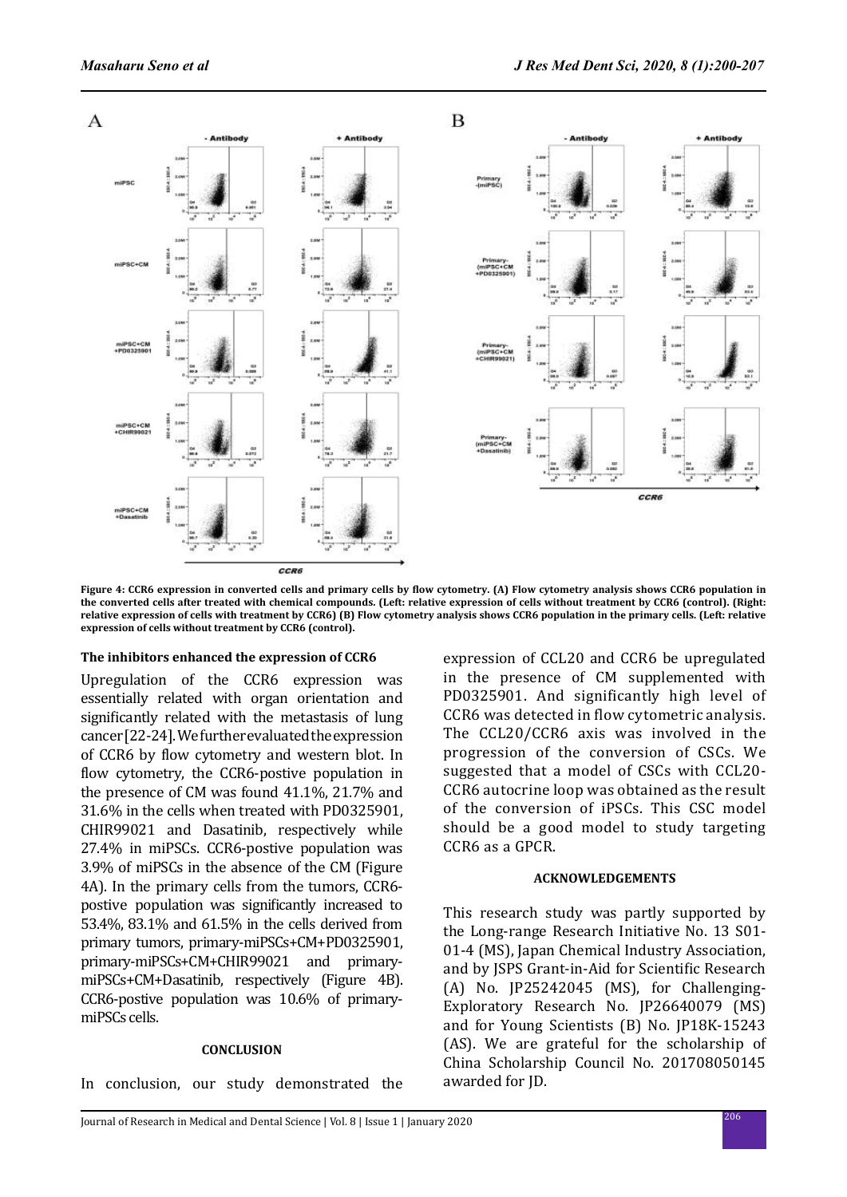**Figure 4: CCR6 expression in converted cells and primary cells by flow cytometry. (A) Flow cytometry analysis shows CCR6 population in the converted cells after treated with chemical compounds. (Left: relative expression of cells without treatment by CCR6 (control). (Right: relative expression of cells with treatment by CCR6) (B) Flow cytometry analysis shows CCR6 population in the primary cells. (Left: relative expression of cells without treatment by CCR6 (control).**

### The inhibitors enhanced the expression of CCR6

Upregulation of the CCR6 expression was essentially related with organ orientation and significantly related with the metastasis of lung cancer [22-24]. We further evaluated the expression of CCR6 by flow cytometry and western blot. In flow cytometry, the CCR6-postive population in the presence of CM was found 41.1%, 21.7% and 31.6% in the cells when treated with PD0325901, CHIR99021 and Dasatinib, respectively while 27.4% in miPSCs. CCR6-postive population was 3.9% of miPSCs in the absence of the CM (Figure 4A). In the primary cells from the tumors, CCR6-postive population was significantly increased to 53.4%, 83.1% and 61.5% in the cells derived from primary tumors, primary-miPSCs+CM+PD0325901, primary-miPSCs+CM+CHIR99021 and primary-miPSCs+CM+Dasatinib, respectively (Figure 4B). CCR6-postive population was 10.6% of primary-miPSCs cells.

## CONCLUSION

In conclusion, our study demonstrated the expression of CCL20 and CCR6 be upregulated in the presence of CM supplemented with PD0325901. And significantly high level of CCR6 was detected in flow cytometric analysis. The CCL20/CCR6 axis was involved in the progression of the conversion of CSCs. We suggested that a model of CSCs with CCL20-CCR6 autocrine loop was obtained as the result of the conversion of iPSCs. This CSC model should be a good model to study targeting CCR6 as a GPCR.

## ACKNOWLEDGEMENTS

This research study was partly supported by the Long-range Research Initiative No. 13 S01-01-4 (MS), Japan Chemical Industry Association, and by JSPS Grant-in-Aid for Scientific Research (A) No. JP25242045 (MS), for Challenging-Exploratory Research No. JP26640079 (MS) and for Young Scientists (B) No. JP18K-15243 (AS). We are grateful for the scholarship of China Scholarship Council No. 201708050145 awarded for JD.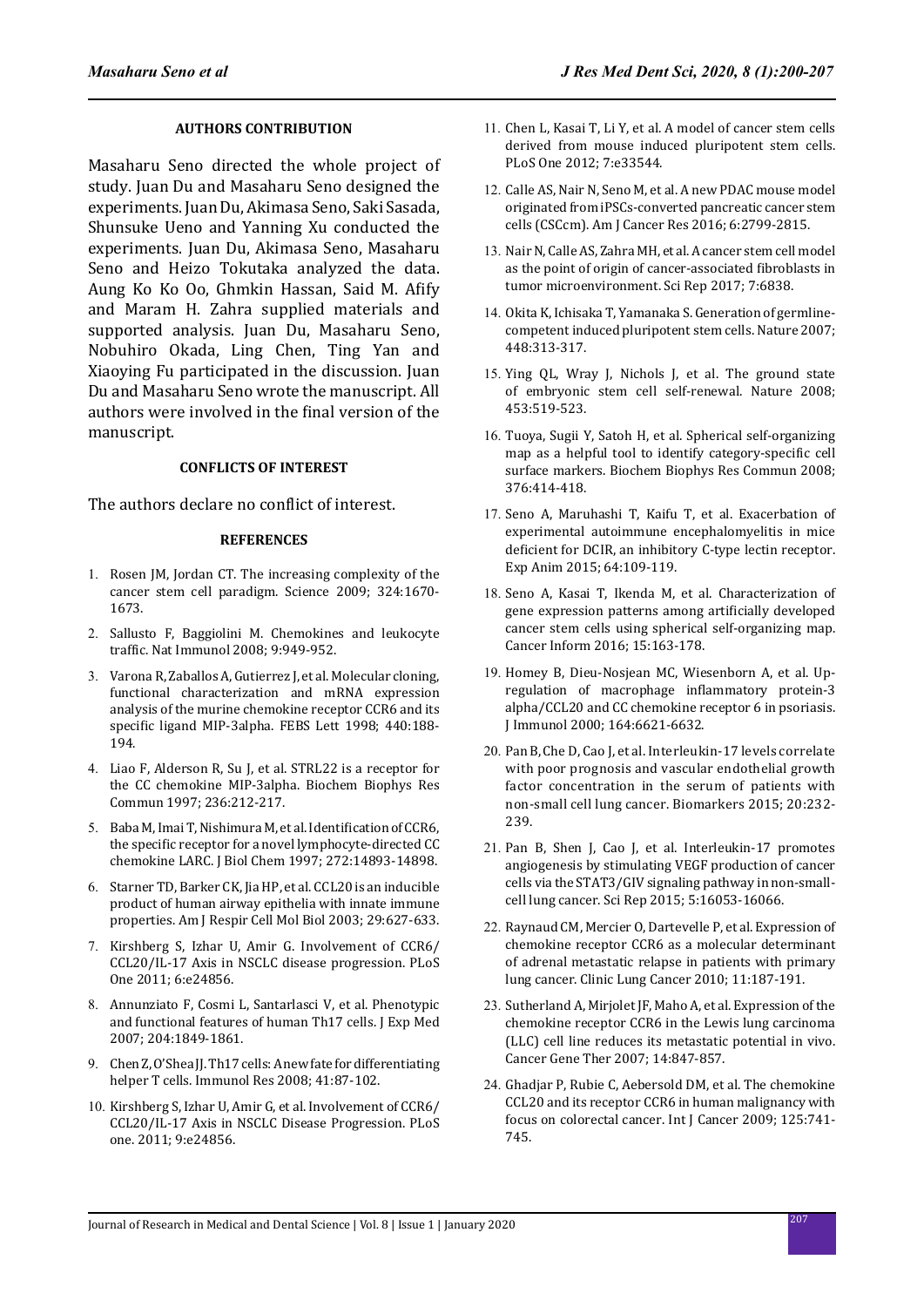#### AUTHORS CONTRIBUTION

Masaharu Seno directed the whole project of study. Juan Du and Masaharu Seno designed the experiments. Juan Du, Akimasa Seno, Saki Sasada, Shunsuke Ueno and Yanning Xu conducted the experiments. Juan Du, Akimasa Seno, Masaharu Seno and Heizo Tokutaka analyzed the data. Aung Ko Ko Oo, Ghmkin Hassan, Said M. Afify and Maram H. Zahra supplied materials and supported analysis. Juan Du, Masaharu Seno, Nobuhiro Okada, Ling Chen, Ting Yan and Xiaoying Fu participated in the discussion. Juan Du and Masaharu Seno wrote the manuscript. All authors were involved in the final version of the manuscript.

#### CONFLICTS OF INTEREST

The authors declare no conflict of interest.

#### REFERENCES

1. Rosen JM, Jordan CT. The increasing complexity of the cancer stem cell paradigm. Science 2009; 324:1670-1673.
2. Sallusto F, Baggiolini M. Chemokines and leukocyte traffic. Nat Immunol 2008; 9:949-952.
3. Varona R, Zaballos A, Gutierrez J, et al. Molecular cloning, functional characterization and mRNA expression analysis of the murine chemokine receptor CCR6 and its specific ligand MIP-3alpha. FEBS Lett 1998; 440:188-194.
4. Liao F, Alderson R, Su J, et al. STRL22 is a receptor for the CC chemokine MIP-3alpha. Biochem Biophys Res Commun 1997; 236:212-217.
5. Baba M, Imai T, Nishimura M, et al. Identification of CCR6, the specific receptor for a novel lymphocyte-directed CC chemokine LARC. J Biol Chem 1997; 272:14893-14898.
6. Starner TD, Barker CK, Jia HP, et al. CCL20 is an inducible product of human airway epithelia with innate immune properties. Am J Respir Cell Mol Biol 2003; 29:627-633.
7. Kirshberg S, Izhar U, Amir G. Involvement of CCR6/CCL20/IL-17 Axis in NSCLC disease progression. PLoS One 2011; 6:e24856.
8. Annunziato F, Cosmi L, Santarlasci V, et al. Phenotypic and functional features of human Th17 cells. J Exp Med 2007; 204:1849-1861.
9. Chen Z, O'Shea JJ. Th17 cells: A new fate for differentiating helper T cells. Immunol Res 2008; 41:87-102.
10. Kirshberg S, Izhar U, Amir G, et al. Involvement of CCR6/CCL20/IL-17 Axis in NSCLC Disease Progression. PLoS one. 2011; 9:e24856.
11. Chen L, Kasai T, Li Y, et al. A model of cancer stem cells derived from mouse induced pluripotent stem cells. PLoS One 2012; 7:e33544.
12. Calle AS, Nair N, Seno M, et al. A new PDAC mouse model originated from iPSCs-converted pancreatic cancer stem cells (CSCcm). Am J Cancer Res 2016; 6:2799-2815.
13. Nair N, Calle AS, Zahra MH, et al. A cancer stem cell model as the point of origin of cancer-associated fibroblasts in tumor microenvironment. Sci Rep 2017; 7:6838.
14. Okita K, Ichisaka T, Yamanaka S. Generation of germline-competent induced pluripotent stem cells. Nature 2007; 448:313-317.
15. Ying QL, Wray J, Nichols J, et al. The ground state of embryonic stem cell self-renewal. Nature 2008; 453:519-523.
16. Tuoya, Sugii Y, Satoh H, et al. Spherical self-organizing map as a helpful tool to identify category-specific cell surface markers. Biochem Biophys Res Commun 2008; 376:414-418.
17. Seno A, Maruhashi T, Kaifu T, et al. Exacerbation of experimental autoimmune encephalomyelitis in mice deficient for DCIR, an inhibitory C-type lectin receptor. Exp Anim 2015; 64:109-119.
18. Seno A, Kasai T, Ikenda M, et al. Characterization of gene expression patterns among artificially developed cancer stem cells using spherical self-organizing map. Cancer Inform 2016; 15:163-178.
19. Homey B, Dieu-Nosjean MC, Wiesenborn A, et al. Up-regulation of macrophage inflammatory protein-3 alpha/CCL20 and CC chemokine receptor 6 in psoriasis. J Immunol 2000; 164:6621-6632.
20. Pan B, Che D, Cao J, et al. Interleukin-17 levels correlate with poor prognosis and vascular endothelial growth factor concentration in the serum of patients with non-small cell lung cancer. Biomarkers 2015; 20:232-239.
21. Pan B, Shen J, Cao J, et al. Interleukin-17 promotes angiogenesis by stimulating VEGF production of cancer cells via the STAT3/GIV signaling pathway in non-small-cell lung cancer. Sci Rep 2015; 5:16053-16066.
22. Raynaud CM, Mercier O, Dartevelle P, et al. Expression of chemokine receptor CCR6 as a molecular determinant of adrenal metastatic relapse in patients with primary lung cancer. Clinic Lung Cancer 2010; 11:187-191.
23. Sutherland A, Mirjolet JF, Maho A, et al. Expression of the chemokine receptor CCR6 in the Lewis lung carcinoma (LLC) cell line reduces its metastatic potential in vivo. Cancer Gene Ther 2007; 14:847-857.
24. Ghadjar P, Rubie C, Aebersold DM, et al. The chemokine CCL20 and its receptor CCR6 in human malignancy with focus on colorectal cancer. Int J Cancer 2009; 125:741-745.